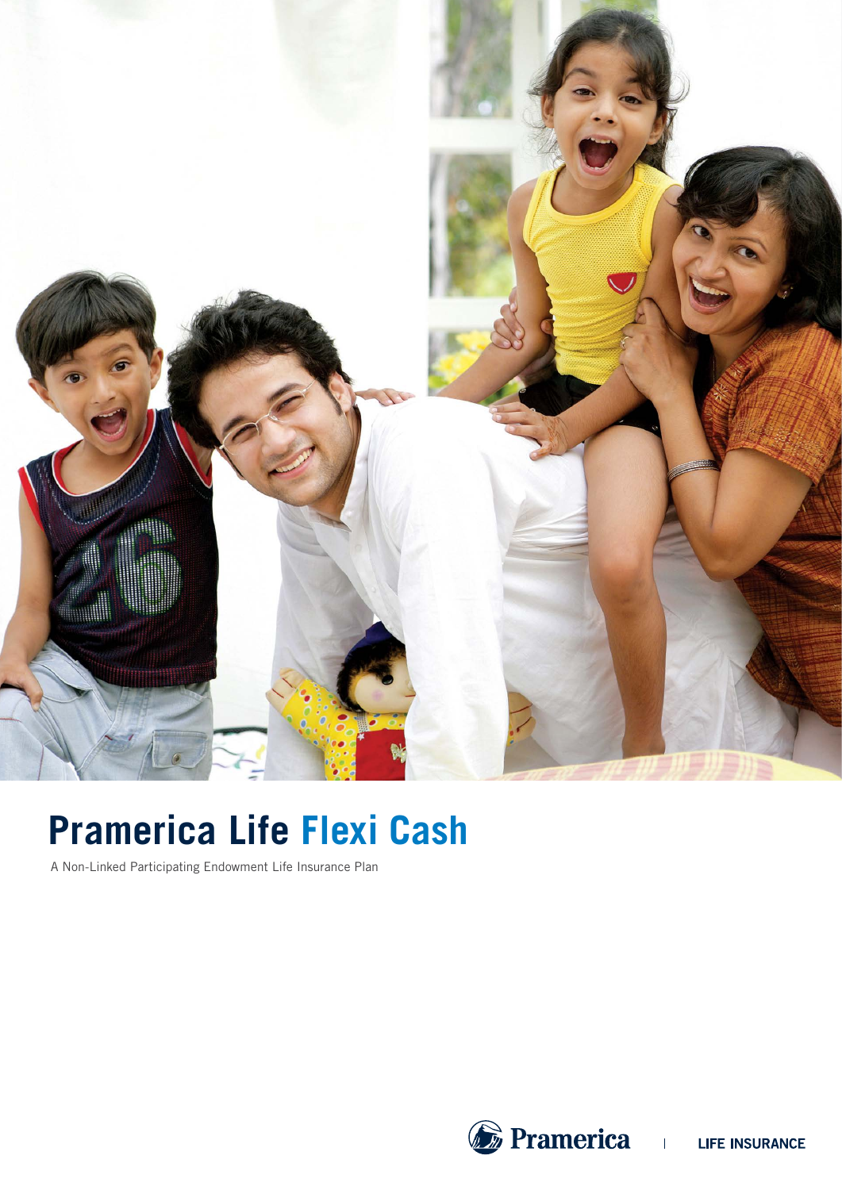# Pramerica Life Flexi Cash

A Non-Linked Participating Endowment Life Insurance Plan

Pramerica | LIFE INSURANCE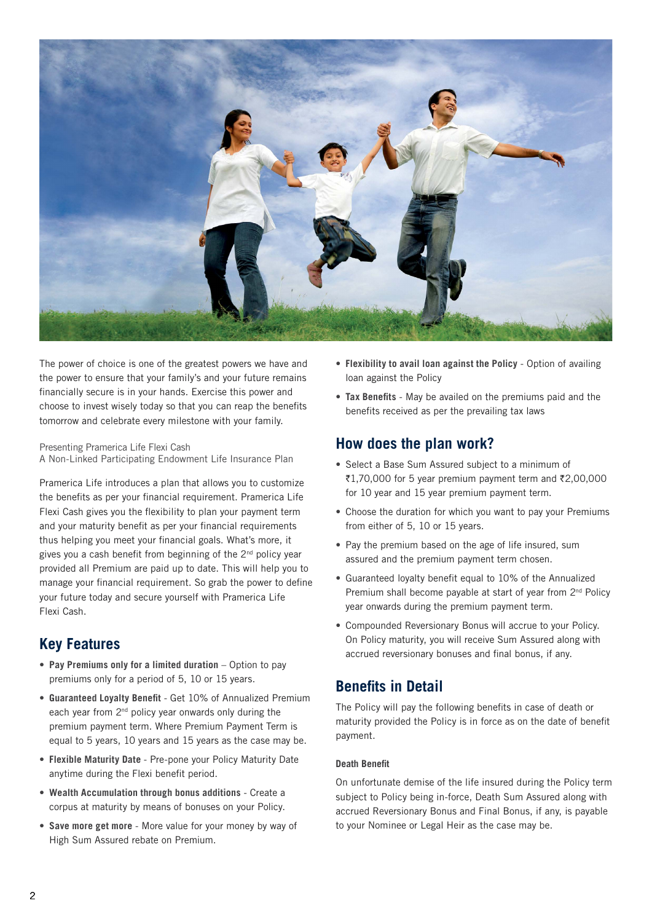The power of choice is one of the greatest powers we have and the power to ensure that your family's and your future remains financially secure is in your hands. Exercise this power and choose to invest wisely today so that you can reap the benefits tomorrow and celebrate every milestone with your family.

Presenting Pramerica Life Flexi Cash
A Non-Linked Participating Endowment Life Insurance Plan

Pramerica Life introduces a plan that allows you to customize the benefits as per your financial requirement. Pramerica Life Flexi Cash gives you the flexibility to plan your payment term and your maturity benefit as per your financial requirements thus helping you meet your financial goals. What's more, it gives you a cash benefit from beginning of the 2nd policy year provided all Premium are paid up to date. This will help you to manage your financial requirement. So grab the power to define your future today and secure yourself with Pramerica Life Flexi Cash.

## Key Features

- **Pay Premiums only for a limited duration** – Option to pay premiums only for a period of 5, 10 or 15 years.
- **Guaranteed Loyalty Benefit** - Get 10% of Annualized Premium each year from 2nd policy year onwards only during the premium payment term. Where Premium Payment Term is equal to 5 years, 10 years and 15 years as the case may be.
- **Flexible Maturity Date** - Pre-pone your Policy Maturity Date anytime during the Flexi benefit period.
- **Wealth Accumulation through bonus additions** - Create a corpus at maturity by means of bonuses on your Policy.
- **Save more get more** - More value for your money by way of High Sum Assured rebate on Premium.
- **Flexibility to avail loan against the Policy** - Option of availing loan against the Policy
- **Tax Benefits** - May be availed on the premiums paid and the benefits received as per the prevailing tax laws

## How does the plan work?

- Select a Base Sum Assured subject to a minimum of ₹1,70,000 for 5 year premium payment term and ₹2,00,000 for 10 year and 15 year premium payment term.
- Choose the duration for which you want to pay your Premiums from either of 5, 10 or 15 years.
- Pay the premium based on the age of life insured, sum assured and the premium payment term chosen.
- Guaranteed loyalty benefit equal to 10% of the Annualized Premium shall become payable at start of year from 2nd Policy year onwards during the premium payment term.
- Compounded Reversionary Bonus will accrue to your Policy. On Policy maturity, you will receive Sum Assured along with accrued reversionary bonuses and final bonus, if any.

## Benefits in Detail

The Policy will pay the following benefits in case of death or maturity provided the Policy is in force as on the date of benefit payment.

### Death Benefit

On unfortunate demise of the life insured during the Policy term subject to Policy being in-force, Death Sum Assured along with accrued Reversionary Bonus and Final Bonus, if any, is payable to your Nominee or Legal Heir as the case may be.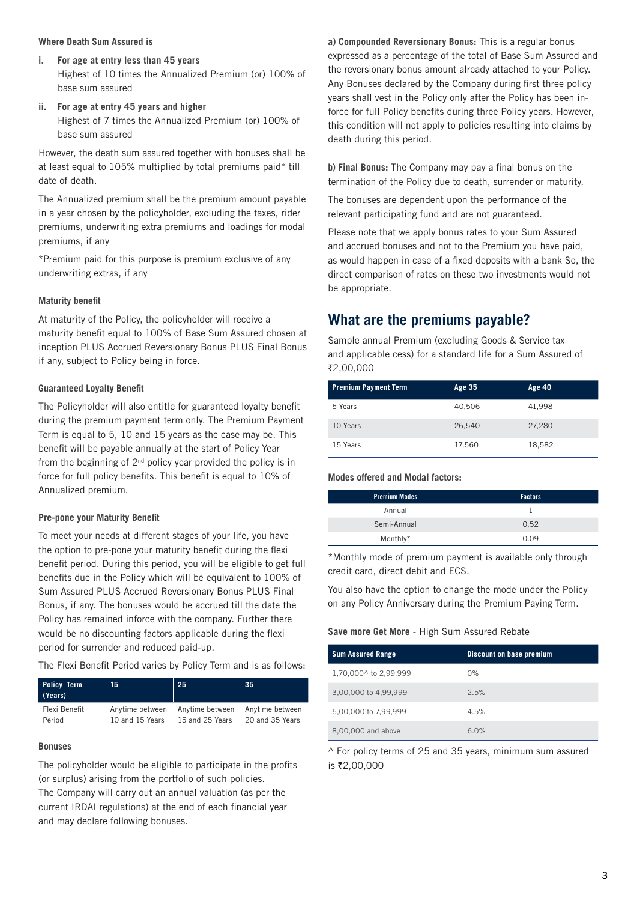#### Where Death Sum Assured is

i. **For age at entry less than 45 years**
   Highest of 10 times the Annualized Premium (or) 100% of base sum assured

ii. **For age at entry 45 years and higher**
   Highest of 7 times the Annualized Premium (or) 100% of base sum assured

However, the death sum assured together with bonuses shall be at least equal to 105% multiplied by total premiums paid* till date of death.

The Annualized premium shall be the premium amount payable in a year chosen by the policyholder, excluding the taxes, rider premiums, underwriting extra premiums and loadings for modal premiums, if any

*Premium paid for this purpose is premium exclusive of any underwriting extras, if any

#### Maturity benefit

At maturity of the Policy, the policyholder will receive a maturity benefit equal to 100% of Base Sum Assured chosen at inception PLUS Accrued Reversionary Bonus PLUS Final Bonus if any, subject to Policy being in force.

#### Guaranteed Loyalty Benefit

The Policyholder will also entitle for guaranteed loyalty benefit during the premium payment term only. The Premium Payment Term is equal to 5, 10 and 15 years as the case may be. This benefit will be payable annually at the start of Policy Year from the beginning of 2nd policy year provided the policy is in force for full policy benefits. This benefit is equal to 10% of Annualized premium.

#### Pre-pone your Maturity Benefit

To meet your needs at different stages of your life, you have the option to pre-pone your maturity benefit during the flexi benefit period. During this period, you will be eligible to get full benefits due in the Policy which will be equivalent to 100% of Sum Assured PLUS Accrued Reversionary Bonus PLUS Final Bonus, if any. The bonuses would be accrued till the date the Policy has remained inforce with the company. Further there would be no discounting factors applicable during the flexi period for surrender and reduced paid-up.

The Flexi Benefit Period varies by Policy Term and is as follows:

| Policy Term (Years) | 15 | 25 | 35 |
|---|---|---|---|
| Flexi Benefit Period | Anytime between 10 and 15 Years | Anytime between 15 and 25 Years | Anytime between 20 and 35 Years |

#### Bonuses

The policyholder would be eligible to participate in the profits (or surplus) arising from the portfolio of such policies.
The Company will carry out an annual valuation (as per the current IRDAI regulations) at the end of each financial year and may declare following bonuses.

**a) Compounded Reversionary Bonus:** This is a regular bonus expressed as a percentage of the total of Base Sum Assured and the reversionary bonus amount already attached to your Policy. Any Bonuses declared by the Company during first three policy years shall vest in the Policy only after the Policy has been in-force for full Policy benefits during three Policy years. However, this condition will not apply to policies resulting into claims by death during this period.

**b) Final Bonus:** The Company may pay a final bonus on the termination of the Policy due to death, surrender or maturity.

The bonuses are dependent upon the performance of the relevant participating fund and are not guaranteed.

Please note that we apply bonus rates to your Sum Assured and accrued bonuses and not to the Premium you have paid, as would happen in case of a fixed deposits with a bank So, the direct comparison of rates on these two investments would not be appropriate.

## What are the premiums payable?

Sample annual Premium (excluding Goods & Service tax and applicable cess) for a standard life for a Sum Assured of ₹2,00,000

| Premium Payment Term | Age 35 | Age 40 |
|---|---|---|
| 5 Years | 40,506 | 41,998 |
| 10 Years | 26,540 | 27,280 |
| 15 Years | 17,560 | 18,582 |

#### Modes offered and Modal factors:

| Premium Modes | Factors |
|---|---|
| Annual | 1 |
| Semi-Annual | 0.52 |
| Monthly* | 0.09 |

*Monthly mode of premium payment is available only through credit card, direct debit and ECS.

You also have the option to change the mode under the Policy on any Policy Anniversary during the Premium Paying Term.

**Save more Get More** - High Sum Assured Rebate

| Sum Assured Range | Discount on base premium |
|---|---|
| 1,70,000^ to 2,99,999 | 0% |
| 3,00,000 to 4,99,999 | 2.5% |
| 5,00,000 to 7,99,999 | 4.5% |
| 8,00,000 and above | 6.0% |

^ For policy terms of 25 and 35 years, minimum sum assured is ₹2,00,000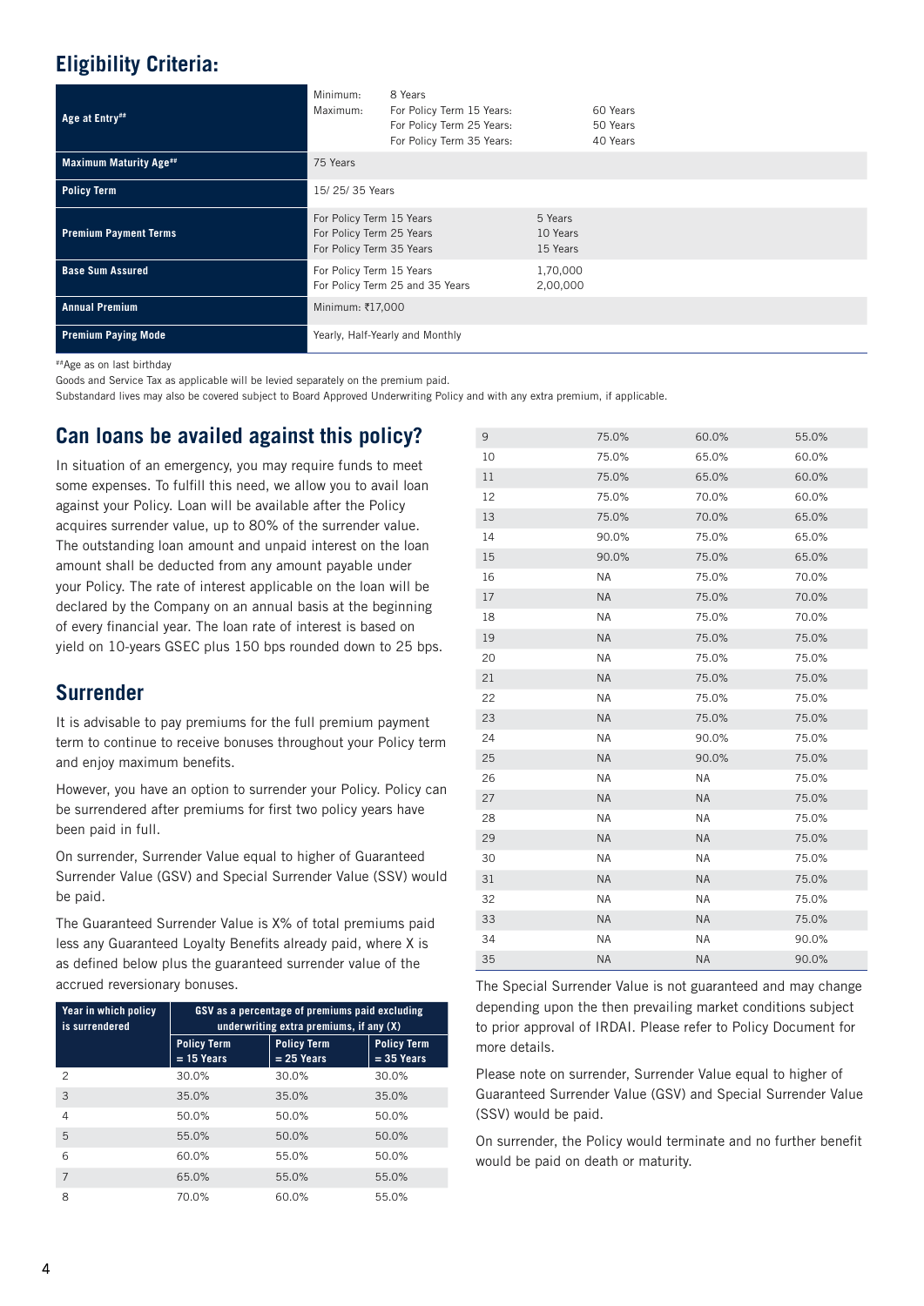## Eligibility Criteria:

| | |
|---|---|
| **Age at Entry##** | Minimum: 8 Years<br>Maximum: For Policy Term 15 Years: 60 Years<br>For Policy Term 25 Years: 50 Years<br>For Policy Term 35 Years: 40 Years |
| **Maximum Maturity Age##** | 75 Years |
| **Policy Term** | 15/ 25/ 35 Years |
| **Premium Payment Terms** | For Policy Term 15 Years: 5 Years<br>For Policy Term 25 Years: 10 Years<br>For Policy Term 35 Years: 15 Years |
| **Base Sum Assured** | For Policy Term 15 Years: 1,70,000<br>For Policy Term 25 and 35 Years: 2,00,000 |
| **Annual Premium** | Minimum: ₹17,000 |
| **Premium Paying Mode** | Yearly, Half-Yearly and Monthly |

##Age as on last birthday

Goods and Service Tax as applicable will be levied separately on the premium paid.

Substandard lives may also be covered subject to Board Approved Underwriting Policy and with any extra premium, if applicable.

## Can loans be availed against this policy?

In situation of an emergency, you may require funds to meet some expenses. To fulfill this need, we allow you to avail loan against your Policy. Loan will be available after the Policy acquires surrender value, up to 80% of the surrender value. The outstanding loan amount and unpaid interest on the loan amount shall be deducted from any amount payable under your Policy. The rate of interest applicable on the loan will be declared by the Company on an annual basis at the beginning of every financial year. The loan rate of interest is based on yield on 10-years GSEC plus 150 bps rounded down to 25 bps.

## Surrender

It is advisable to pay premiums for the full premium payment term to continue to receive bonuses throughout your Policy term and enjoy maximum benefits.

However, you have an option to surrender your Policy. Policy can be surrendered after premiums for first two policy years have been paid in full.

On surrender, Surrender Value equal to higher of Guaranteed Surrender Value (GSV) and Special Surrender Value (SSV) would be paid.

The Guaranteed Surrender Value is X% of total premiums paid less any Guaranteed Loyalty Benefits already paid, where X is as defined below plus the guaranteed surrender value of the accrued reversionary bonuses.

| Year in which policy is surrendered | GSV as a percentage of premiums paid excluding underwriting extra premiums, if any (X) | | |
|---|---|---|---|
| | Policy Term = 15 Years | Policy Term = 25 Years | Policy Term = 35 Years |
| 2 | 30.0% | 30.0% | 30.0% |
| 3 | 35.0% | 35.0% | 35.0% |
| 4 | 50.0% | 50.0% | 50.0% |
| 5 | 55.0% | 50.0% | 50.0% |
| 6 | 60.0% | 55.0% | 50.0% |
| 7 | 65.0% | 55.0% | 55.0% |
| 8 | 70.0% | 60.0% | 55.0% |
| 9 | 75.0% | 60.0% | 55.0% |
| 10 | 75.0% | 65.0% | 60.0% |
| 11 | 75.0% | 65.0% | 60.0% |
| 12 | 75.0% | 70.0% | 60.0% |
| 13 | 75.0% | 70.0% | 65.0% |
| 14 | 90.0% | 75.0% | 65.0% |
| 15 | 90.0% | 75.0% | 65.0% |
| 16 | NA | 75.0% | 70.0% |
| 17 | NA | 75.0% | 70.0% |
| 18 | NA | 75.0% | 70.0% |
| 19 | NA | 75.0% | 75.0% |
| 20 | NA | 75.0% | 75.0% |
| 21 | NA | 75.0% | 75.0% |
| 22 | NA | 75.0% | 75.0% |
| 23 | NA | 75.0% | 75.0% |
| 24 | NA | 90.0% | 75.0% |
| 25 | NA | 90.0% | 75.0% |
| 26 | NA | NA | 75.0% |
| 27 | NA | NA | 75.0% |
| 28 | NA | NA | 75.0% |
| 29 | NA | NA | 75.0% |
| 30 | NA | NA | 75.0% |
| 31 | NA | NA | 75.0% |
| 32 | NA | NA | 75.0% |
| 33 | NA | NA | 75.0% |
| 34 | NA | NA | 90.0% |
| 35 | NA | NA | 90.0% |

The Special Surrender Value is not guaranteed and may change depending upon the then prevailing market conditions subject to prior approval of IRDAI. Please refer to Policy Document for more details.

Please note on surrender, Surrender Value equal to higher of Guaranteed Surrender Value (GSV) and Special Surrender Value (SSV) would be paid.

On surrender, the Policy would terminate and no further benefit would be paid on death or maturity.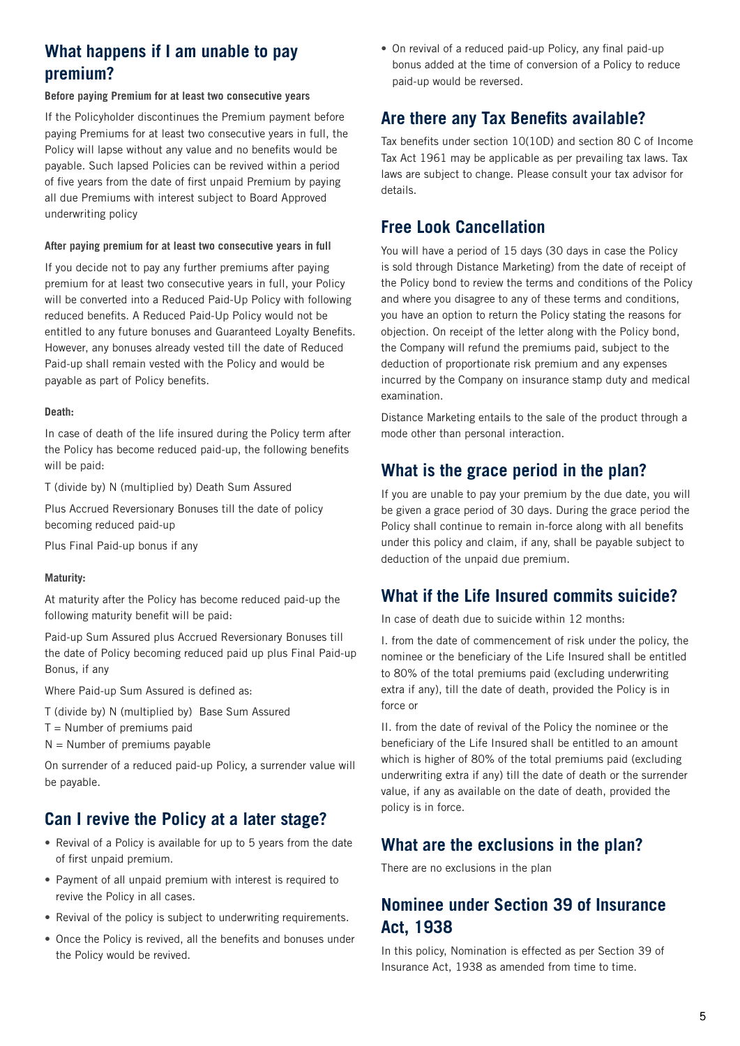## What happens if I am unable to pay premium?

**Before paying Premium for at least two consecutive years**

If the Policyholder discontinues the Premium payment before paying Premiums for at least two consecutive years in full, the Policy will lapse without any value and no benefits would be payable. Such lapsed Policies can be revived within a period of five years from the date of first unpaid Premium by paying all due Premiums with interest subject to Board Approved underwriting policy

**After paying premium for at least two consecutive years in full**

If you decide not to pay any further premiums after paying premium for at least two consecutive years in full, your Policy will be converted into a Reduced Paid-Up Policy with following reduced benefits. A Reduced Paid-Up Policy would not be entitled to any future bonuses and Guaranteed Loyalty Benefits. However, any bonuses already vested till the date of Reduced Paid-up shall remain vested with the Policy and would be payable as part of Policy benefits.

**Death:**

In case of death of the life insured during the Policy term after the Policy has become reduced paid-up, the following benefits will be paid:

T (divide by) N (multiplied by) Death Sum Assured

Plus Accrued Reversionary Bonuses till the date of policy becoming reduced paid-up

Plus Final Paid-up bonus if any

**Maturity:**

At maturity after the Policy has become reduced paid-up the following maturity benefit will be paid:

Paid-up Sum Assured plus Accrued Reversionary Bonuses till the date of Policy becoming reduced paid up plus Final Paid-up Bonus, if any

Where Paid-up Sum Assured is defined as:

T (divide by) N (multiplied by) Base Sum Assured

T = Number of premiums paid

N = Number of premiums payable

On surrender of a reduced paid-up Policy, a surrender value will be payable.

## Can I revive the Policy at a later stage?

- Revival of a Policy is available for up to 5 years from the date of first unpaid premium.
- Payment of all unpaid premium with interest is required to revive the Policy in all cases.
- Revival of the policy is subject to underwriting requirements.
- Once the Policy is revived, all the benefits and bonuses under the Policy would be revived.
- On revival of a reduced paid-up Policy, any final paid-up bonus added at the time of conversion of a Policy to reduce paid-up would be reversed.

## Are there any Tax Benefits available?

Tax benefits under section 10(10D) and section 80 C of Income Tax Act 1961 may be applicable as per prevailing tax laws. Tax laws are subject to change. Please consult your tax advisor for details.

## Free Look Cancellation

You will have a period of 15 days (30 days in case the Policy is sold through Distance Marketing) from the date of receipt of the Policy bond to review the terms and conditions of the Policy and where you disagree to any of these terms and conditions, you have an option to return the Policy stating the reasons for objection. On receipt of the letter along with the Policy bond, the Company will refund the premiums paid, subject to the deduction of proportionate risk premium and any expenses incurred by the Company on insurance stamp duty and medical examination.

Distance Marketing entails to the sale of the product through a mode other than personal interaction.

## What is the grace period in the plan?

If you are unable to pay your premium by the due date, you will be given a grace period of 30 days. During the grace period the Policy shall continue to remain in-force along with all benefits under this policy and claim, if any, shall be payable subject to deduction of the unpaid due premium.

## What if the Life Insured commits suicide?

In case of death due to suicide within 12 months:

I. from the date of commencement of risk under the policy, the nominee or the beneficiary of the Life Insured shall be entitled to 80% of the total premiums paid (excluding underwriting extra if any), till the date of death, provided the Policy is in force or

II. from the date of revival of the Policy the nominee or the beneficiary of the Life Insured shall be entitled to an amount which is higher of 80% of the total premiums paid (excluding underwriting extra if any) till the date of death or the surrender value, if any as available on the date of death, provided the policy is in force.

## What are the exclusions in the plan?

There are no exclusions in the plan

## Nominee under Section 39 of Insurance Act, 1938

In this policy, Nomination is effected as per Section 39 of Insurance Act, 1938 as amended from time to time.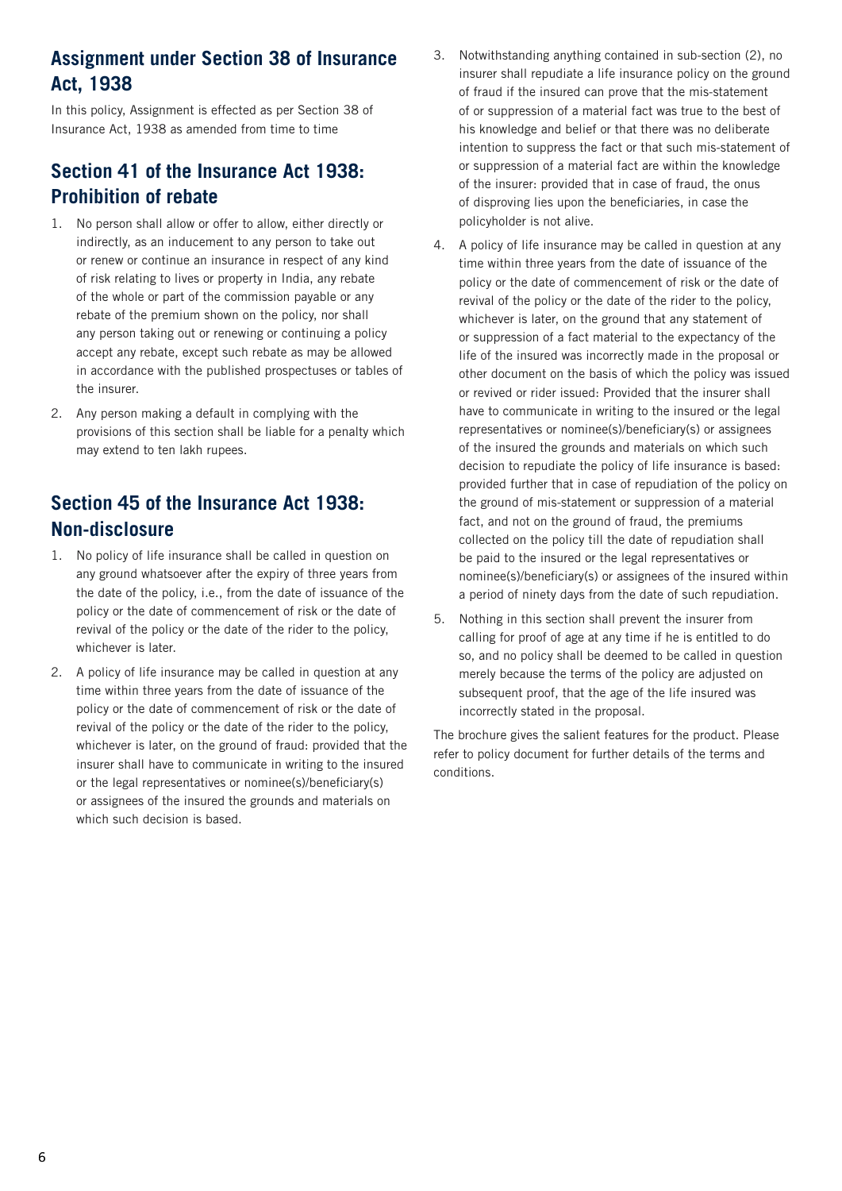## Assignment under Section 38 of Insurance Act, 1938

In this policy, Assignment is effected as per Section 38 of Insurance Act, 1938 as amended from time to time

## Section 41 of the Insurance Act 1938: Prohibition of rebate

1. No person shall allow or offer to allow, either directly or indirectly, as an inducement to any person to take out or renew or continue an insurance in respect of any kind of risk relating to lives or property in India, any rebate of the whole or part of the commission payable or any rebate of the premium shown on the policy, nor shall any person taking out or renewing or continuing a policy accept any rebate, except such rebate as may be allowed in accordance with the published prospectuses or tables of the insurer.
2. Any person making a default in complying with the provisions of this section shall be liable for a penalty which may extend to ten lakh rupees.

## Section 45 of the Insurance Act 1938: Non-disclosure

1. No policy of life insurance shall be called in question on any ground whatsoever after the expiry of three years from the date of the policy, i.e., from the date of issuance of the policy or the date of commencement of risk or the date of revival of the policy or the date of the rider to the policy, whichever is later.
2. A policy of life insurance may be called in question at any time within three years from the date of issuance of the policy or the date of commencement of risk or the date of revival of the policy or the date of the rider to the policy, whichever is later, on the ground of fraud: provided that the insurer shall have to communicate in writing to the insured or the legal representatives or nominee(s)/beneficiary(s) or assignees of the insured the grounds and materials on which such decision is based.
3. Notwithstanding anything contained in sub-section (2), no insurer shall repudiate a life insurance policy on the ground of fraud if the insured can prove that the mis-statement of or suppression of a material fact was true to the best of his knowledge and belief or that there was no deliberate intention to suppress the fact or that such mis-statement of or suppression of a material fact are within the knowledge of the insurer: provided that in case of fraud, the onus of disproving lies upon the beneficiaries, in case the policyholder is not alive.
4. A policy of life insurance may be called in question at any time within three years from the date of issuance of the policy or the date of commencement of risk or the date of revival of the policy or the date of the rider to the policy, whichever is later, on the ground that any statement of or suppression of a fact material to the expectancy of the life of the insured was incorrectly made in the proposal or other document on the basis of which the policy was issued or revived or rider issued: Provided that the insurer shall have to communicate in writing to the insured or the legal representatives or nominee(s)/beneficiary(s) or assignees of the insured the grounds and materials on which such decision to repudiate the policy of life insurance is based: provided further that in case of repudiation of the policy on the ground of mis-statement or suppression of a material fact, and not on the ground of fraud, the premiums collected on the policy till the date of repudiation shall be paid to the insured or the legal representatives or nominee(s)/beneficiary(s) or assignees of the insured within a period of ninety days from the date of such repudiation.
5. Nothing in this section shall prevent the insurer from calling for proof of age at any time if he is entitled to do so, and no policy shall be deemed to be called in question merely because the terms of the policy are adjusted on subsequent proof, that the age of the life insured was incorrectly stated in the proposal.

The brochure gives the salient features for the product. Please refer to policy document for further details of the terms and conditions.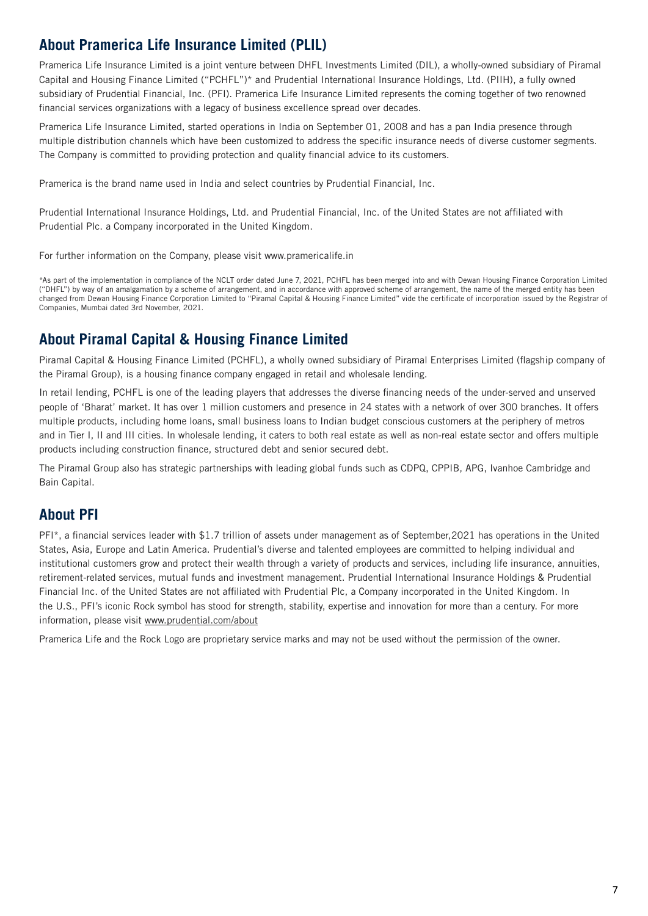## About Pramerica Life Insurance Limited (PLIL)

Pramerica Life Insurance Limited is a joint venture between DHFL Investments Limited (DIL), a wholly-owned subsidiary of Piramal Capital and Housing Finance Limited ("PCHFL")* and Prudential International Insurance Holdings, Ltd. (PIIH), a fully owned subsidiary of Prudential Financial, Inc. (PFI). Pramerica Life Insurance Limited represents the coming together of two renowned financial services organizations with a legacy of business excellence spread over decades.

Pramerica Life Insurance Limited, started operations in India on September 01, 2008 and has a pan India presence through multiple distribution channels which have been customized to address the specific insurance needs of diverse customer segments. The Company is committed to providing protection and quality financial advice to its customers.

Pramerica is the brand name used in India and select countries by Prudential Financial, Inc.

Prudential International Insurance Holdings, Ltd. and Prudential Financial, Inc. of the United States are not affiliated with Prudential Plc. a Company incorporated in the United Kingdom.

For further information on the Company, please visit www.pramericalife.in

*As part of the implementation in compliance of the NCLT order dated June 7, 2021, PCHFL has been merged into and with Dewan Housing Finance Corporation Limited ("DHFL") by way of an amalgamation by a scheme of arrangement, and in accordance with approved scheme of arrangement, the name of the merged entity has been changed from Dewan Housing Finance Corporation Limited to "Piramal Capital & Housing Finance Limited" vide the certificate of incorporation issued by the Registrar of Companies, Mumbai dated 3rd November, 2021.

## About Piramal Capital & Housing Finance Limited

Piramal Capital & Housing Finance Limited (PCHFL), a wholly owned subsidiary of Piramal Enterprises Limited (flagship company of the Piramal Group), is a housing finance company engaged in retail and wholesale lending.

In retail lending, PCHFL is one of the leading players that addresses the diverse financing needs of the under-served and unserved people of 'Bharat' market. It has over 1 million customers and presence in 24 states with a network of over 300 branches. It offers multiple products, including home loans, small business loans to Indian budget conscious customers at the periphery of metros and in Tier I, II and III cities. In wholesale lending, it caters to both real estate as well as non-real estate sector and offers multiple products including construction finance, structured debt and senior secured debt.

The Piramal Group also has strategic partnerships with leading global funds such as CDPQ, CPPIB, APG, Ivanhoe Cambridge and Bain Capital.

## About PFI

PFI*, a financial services leader with $1.7 trillion of assets under management as of September,2021 has operations in the United States, Asia, Europe and Latin America. Prudential's diverse and talented employees are committed to helping individual and institutional customers grow and protect their wealth through a variety of products and services, including life insurance, annuities, retirement-related services, mutual funds and investment management. Prudential International Insurance Holdings & Prudential Financial Inc. of the United States are not affiliated with Prudential Plc, a Company incorporated in the United Kingdom. In the U.S., PFI's iconic Rock symbol has stood for strength, stability, expertise and innovation for more than a century. For more information, please visit www.prudential.com/about

Pramerica Life and the Rock Logo are proprietary service marks and may not be used without the permission of the owner.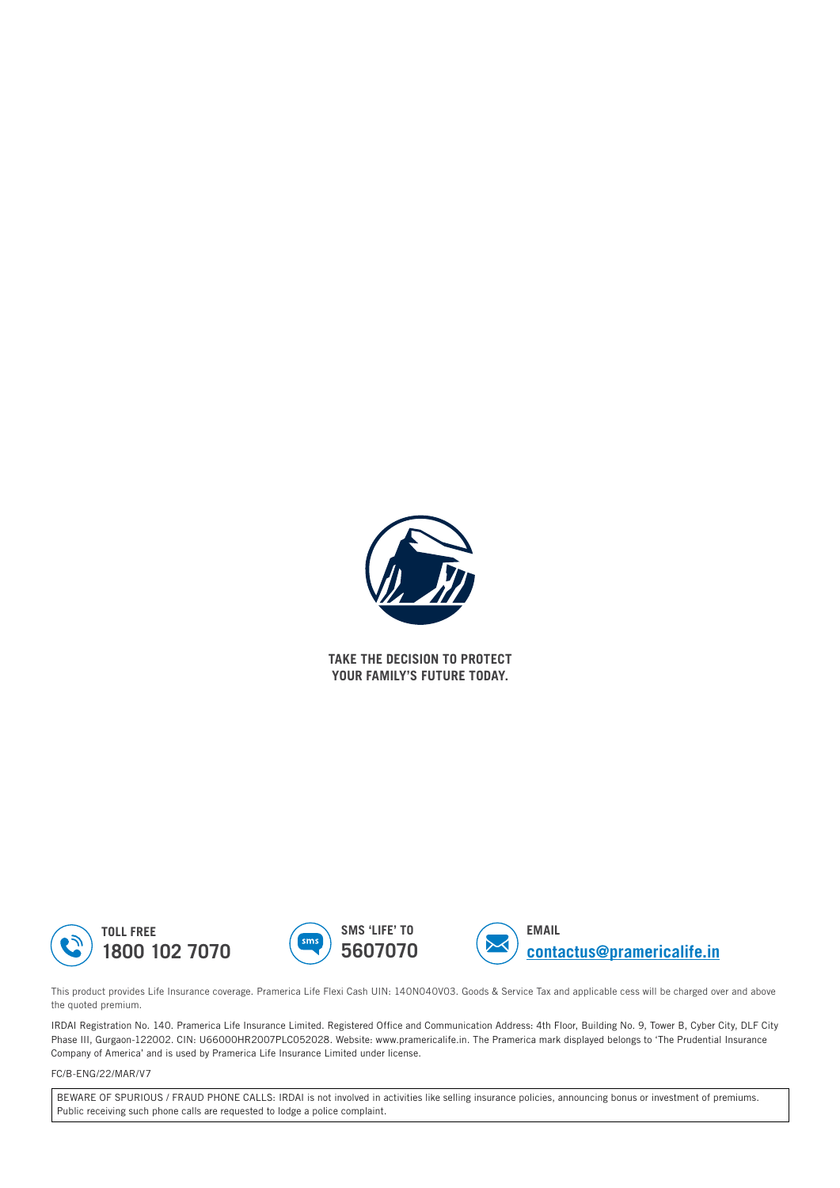**TAKE THE DECISION TO PROTECT YOUR FAMILY'S FUTURE TODAY.**

**TOLL FREE**
**1800 102 7070**

**SMS 'LIFE' TO**
**5607070**

**EMAIL**
**contactus@pramericalife.in**

This product provides Life Insurance coverage. Pramerica Life Flexi Cash UIN: 140N040V03. Goods & Service Tax and applicable cess will be charged over and above the quoted premium.

IRDAI Registration No. 140. Pramerica Life Insurance Limited. Registered Office and Communication Address: 4th Floor, Building No. 9, Tower B, Cyber City, DLF City Phase III, Gurgaon-122002. CIN: U66000HR2007PLC052028. Website: www.pramericalife.in. The Pramerica mark displayed belongs to 'The Prudential Insurance Company of America' and is used by Pramerica Life Insurance Limited under license.

FC/B-ENG/22/MAR/V7

BEWARE OF SPURIOUS / FRAUD PHONE CALLS: IRDAI is not involved in activities like selling insurance policies, announcing bonus or investment of premiums. Public receiving such phone calls are requested to lodge a police complaint.